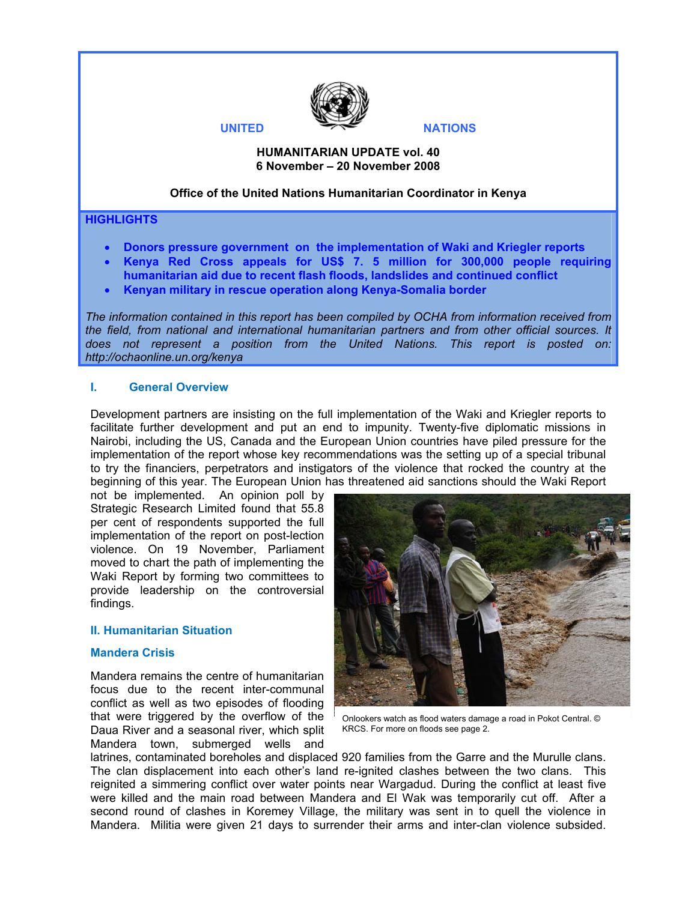UNITED NATIONS

**HUMANITARIAN UPDATE vol. 40**
**6 November – 20 November 2008**

**Office of the United Nations Humanitarian Coordinator in Kenya**

## HIGHLIGHTS

- **Donors pressure government on the implementation of Waki and Kriegler reports**
- **Kenya Red Cross appeals for US$ 7. 5 million for 300,000 people requiring humanitarian aid due to recent flash floods, landslides and continued conflict**
- **Kenyan military in rescue operation along Kenya-Somalia border**

*The information contained in this report has been compiled by OCHA from information received from the field, from national and international humanitarian partners and from other official sources. It does not represent a position from the United Nations. This report is posted on: http://ochaonline.un.org/kenya*

## I. General Overview

Development partners are insisting on the full implementation of the Waki and Kriegler reports to facilitate further development and put an end to impunity. Twenty-five diplomatic missions in Nairobi, including the US, Canada and the European Union countries have piled pressure for the implementation of the report whose key recommendations was the setting up of a special tribunal to try the financiers, perpetrators and instigators of the violence that rocked the country at the beginning of this year. The European Union has threatened aid sanctions should the Waki Report not be implemented. An opinion poll by Strategic Research Limited found that 55.8 per cent of respondents supported the full implementation of the report on post-lection violence. On 19 November, Parliament moved to chart the path of implementing the Waki Report by forming two committees to provide leadership on the controversial findings.

Onlookers watch as flood waters damage a road in Pokot Central. © KRCS. For more on floods see page 2.

## II. Humanitarian Situation

### Mandera Crisis

Mandera remains the centre of humanitarian focus due to the recent inter-communal conflict as well as two episodes of flooding that were triggered by the overflow of the Daua River and a seasonal river, which split Mandera town, submerged wells and latrines, contaminated boreholes and displaced 920 families from the Garre and the Murulle clans. The clan displacement into each other's land re-ignited clashes between the two clans. This reignited a simmering conflict over water points near Wargadud. During the conflict at least five were killed and the main road between Mandera and El Wak was temporarily cut off. After a second round of clashes in Koremey Village, the military was sent in to quell the violence in Mandera. Militia were given 21 days to surrender their arms and inter-clan violence subsided.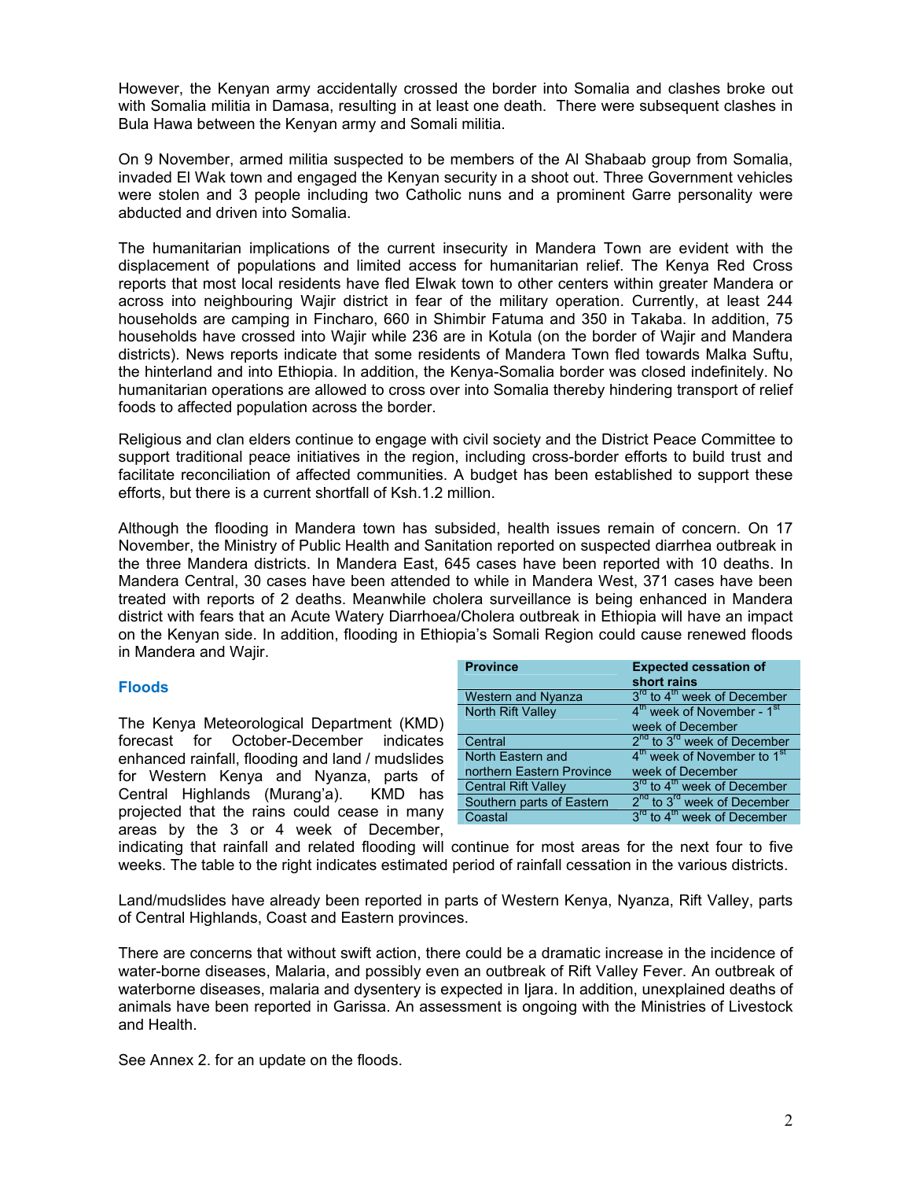However, the Kenyan army accidentally crossed the border into Somalia and clashes broke out with Somalia militia in Damasa, resulting in at least one death. There were subsequent clashes in Bula Hawa between the Kenyan army and Somali militia.

On 9 November, armed militia suspected to be members of the Al Shabaab group from Somalia, invaded El Wak town and engaged the Kenyan security in a shoot out. Three Government vehicles were stolen and 3 people including two Catholic nuns and a prominent Garre personality were abducted and driven into Somalia.

The humanitarian implications of the current insecurity in Mandera Town are evident with the displacement of populations and limited access for humanitarian relief. The Kenya Red Cross reports that most local residents have fled Elwak town to other centers within greater Mandera or across into neighbouring Wajir district in fear of the military operation. Currently, at least 244 households are camping in Fincharo, 660 in Shimbir Fatuma and 350 in Takaba. In addition, 75 households have crossed into Wajir while 236 are in Kotula (on the border of Wajir and Mandera districts). News reports indicate that some residents of Mandera Town fled towards Malka Suftu, the hinterland and into Ethiopia. In addition, the Kenya-Somalia border was closed indefinitely. No humanitarian operations are allowed to cross over into Somalia thereby hindering transport of relief foods to affected population across the border.

Religious and clan elders continue to engage with civil society and the District Peace Committee to support traditional peace initiatives in the region, including cross-border efforts to build trust and facilitate reconciliation of affected communities. A budget has been established to support these efforts, but there is a current shortfall of Ksh.1.2 million.

Although the flooding in Mandera town has subsided, health issues remain of concern. On 17 November, the Ministry of Public Health and Sanitation reported on suspected diarrhea outbreak in the three Mandera districts. In Mandera East, 645 cases have been reported with 10 deaths. In Mandera Central, 30 cases have been attended to while in Mandera West, 371 cases have been treated with reports of 2 deaths. Meanwhile cholera surveillance is being enhanced in Mandera district with fears that an Acute Watery Diarrhoea/Cholera outbreak in Ethiopia will have an impact on the Kenyan side. In addition, flooding in Ethiopia's Somali Region could cause renewed floods in Mandera and Wajir.

### Floods

The Kenya Meteorological Department (KMD) forecast for October-December indicates enhanced rainfall, flooding and land / mudslides for Western Kenya and Nyanza, parts of Central Highlands (Murang'a). KMD has projected that the rains could cease in many areas by the 3 or 4 week of December, indicating that rainfall and related flooding will continue for most areas for the next four to five weeks. The table to the right indicates estimated period of rainfall cessation in the various districts.

| Province | Expected cessation of short rains |
|---|---|
| Western and Nyanza | 3rd to 4th week of December |
| North Rift Valley | 4th week of November - 1st week of December |
| Central | 2nd to 3rd week of December |
| North Eastern and northern Eastern Province | 4th week of November to 1st week of December |
| Central Rift Valley | 3rd to 4th week of December |
| Southern parts of Eastern | 2nd to 3rd week of December |
| Coastal | 3rd to 4th week of December |

Land/mudslides have already been reported in parts of Western Kenya, Nyanza, Rift Valley, parts of Central Highlands, Coast and Eastern provinces.

There are concerns that without swift action, there could be a dramatic increase in the incidence of water-borne diseases, Malaria, and possibly even an outbreak of Rift Valley Fever. An outbreak of waterborne diseases, malaria and dysentery is expected in Ijara. In addition, unexplained deaths of animals have been reported in Garissa. An assessment is ongoing with the Ministries of Livestock and Health.

See Annex 2. for an update on the floods.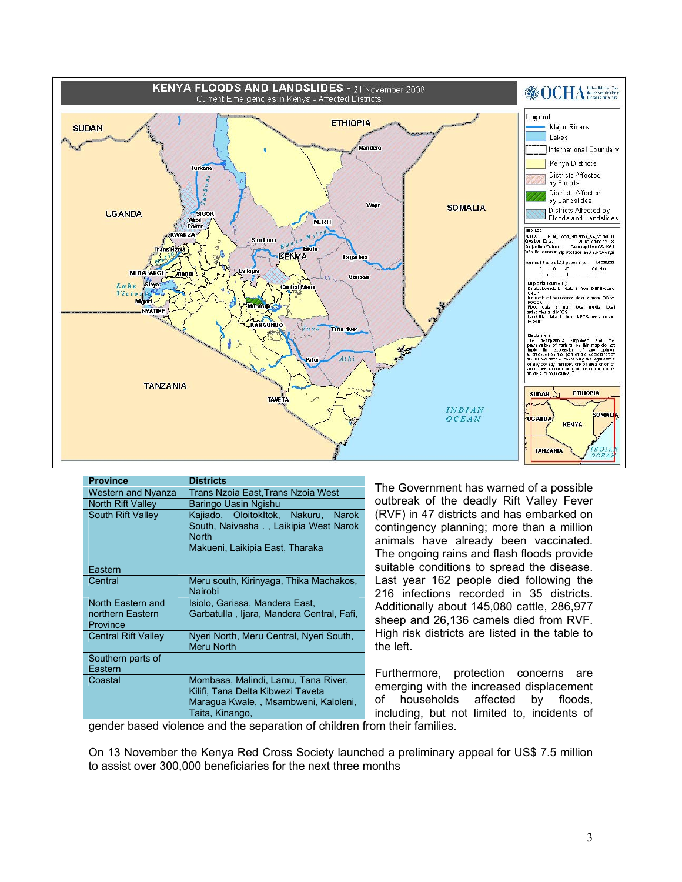**KENYA FLOODS AND LANDSLIDES - 21 November 2008**
Current Emergencies in Kenya - Affected Districts

| Province | Districts |
|---|---|
| Western and Nyanza | Trans Nzoia East,Trans Nzoia West |
| North Rift Valley | Baringo Uasin Ngishu |
| South Rift Valley | Kajiado, Oloitokitok, Nakuru, Narok South, Naivasha . , Laikipia West Narok North |
| Eastern | Makueni, Laikipia East, Tharaka |
| Central | Meru south, Kirinyaga, Thika Machakos, Nairobi |
| North Eastern and northern Eastern Province | Isiolo, Garissa, Mandera East, Garbatulla , Ijara, Mandera Central, Fafi, |
| Central Rift Valley | Nyeri North, Meru Central, Nyeri South, Meru North |
| Southern parts of Eastern | |
| Coastal | Mombasa, Malindi, Lamu, Tana River, Kilifi, Tana Delta Kibwezi Taveta Maragua Kwale, , Msambweni, Kaloleni, Taita, Kinango, |

The Government has warned of a possible outbreak of the deadly Rift Valley Fever (RVF) in 47 districts and has embarked on contingency planning; more than a million animals have already been vaccinated. The ongoing rains and flash floods provide suitable conditions to spread the disease. Last year 162 people died following the 216 infections recorded in 35 districts. Additionally about 145,080 cattle, 286,977 sheep and 26,136 camels died from RVF. High risk districts are listed in the table to the left.

Furthermore, protection concerns are emerging with the increased displacement of households affected by floods, including, but not limited to, incidents of gender based violence and the separation of children from their families.

On 13 November the Kenya Red Cross Society launched a preliminary appeal for US$ 7.5 million to assist over 300,000 beneficiaries for the next three months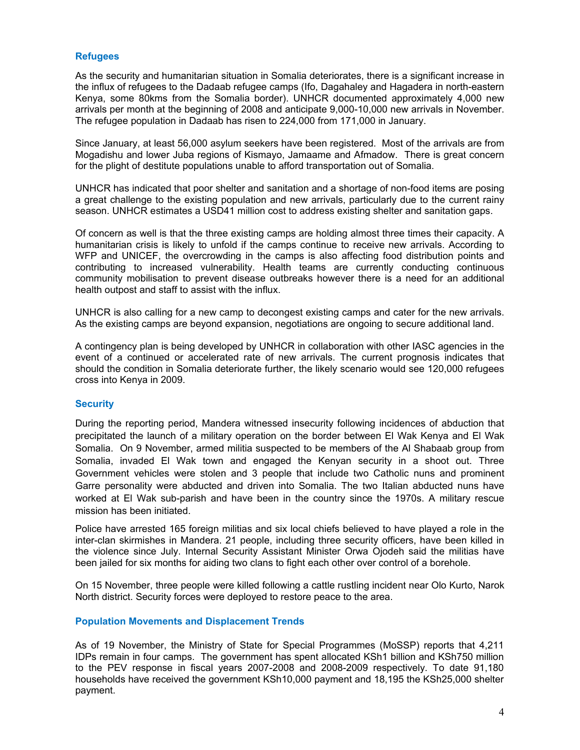## Refugees

As the security and humanitarian situation in Somalia deteriorates, there is a significant increase in the influx of refugees to the Dadaab refugee camps (Ifo, Dagahaley and Hagadera in north-eastern Kenya, some 80kms from the Somalia border). UNHCR documented approximately 4,000 new arrivals per month at the beginning of 2008 and anticipate 9,000-10,000 new arrivals in November. The refugee population in Dadaab has risen to 224,000 from 171,000 in January.

Since January, at least 56,000 asylum seekers have been registered. Most of the arrivals are from Mogadishu and lower Juba regions of Kismayo, Jamaame and Afmadow. There is great concern for the plight of destitute populations unable to afford transportation out of Somalia.

UNHCR has indicated that poor shelter and sanitation and a shortage of non-food items are posing a great challenge to the existing population and new arrivals, particularly due to the current rainy season. UNHCR estimates a USD41 million cost to address existing shelter and sanitation gaps.

Of concern as well is that the three existing camps are holding almost three times their capacity. A humanitarian crisis is likely to unfold if the camps continue to receive new arrivals. According to WFP and UNICEF, the overcrowding in the camps is also affecting food distribution points and contributing to increased vulnerability. Health teams are currently conducting continuous community mobilisation to prevent disease outbreaks however there is a need for an additional health outpost and staff to assist with the influx.

UNHCR is also calling for a new camp to decongest existing camps and cater for the new arrivals. As the existing camps are beyond expansion, negotiations are ongoing to secure additional land.

A contingency plan is being developed by UNHCR in collaboration with other IASC agencies in the event of a continued or accelerated rate of new arrivals. The current prognosis indicates that should the condition in Somalia deteriorate further, the likely scenario would see 120,000 refugees cross into Kenya in 2009.

## Security

During the reporting period, Mandera witnessed insecurity following incidences of abduction that precipitated the launch of a military operation on the border between El Wak Kenya and El Wak Somalia. On 9 November, armed militia suspected to be members of the Al Shabaab group from Somalia, invaded El Wak town and engaged the Kenyan security in a shoot out. Three Government vehicles were stolen and 3 people that include two Catholic nuns and prominent Garre personality were abducted and driven into Somalia. The two Italian abducted nuns have worked at El Wak sub-parish and have been in the country since the 1970s. A military rescue mission has been initiated.

Police have arrested 165 foreign militias and six local chiefs believed to have played a role in the inter-clan skirmishes in Mandera. 21 people, including three security officers, have been killed in the violence since July. Internal Security Assistant Minister Orwa Ojodeh said the militias have been jailed for six months for aiding two clans to fight each other over control of a borehole.

On 15 November, three people were killed following a cattle rustling incident near Olo Kurto, Narok North district. Security forces were deployed to restore peace to the area.

## Population Movements and Displacement Trends

As of 19 November, the Ministry of State for Special Programmes (MoSSP) reports that 4,211 IDPs remain in four camps. The government has spent allocated KSh1 billion and KSh750 million to the PEV response in fiscal years 2007-2008 and 2008-2009 respectively. To date 91,180 households have received the government KSh10,000 payment and 18,195 the KSh25,000 shelter payment.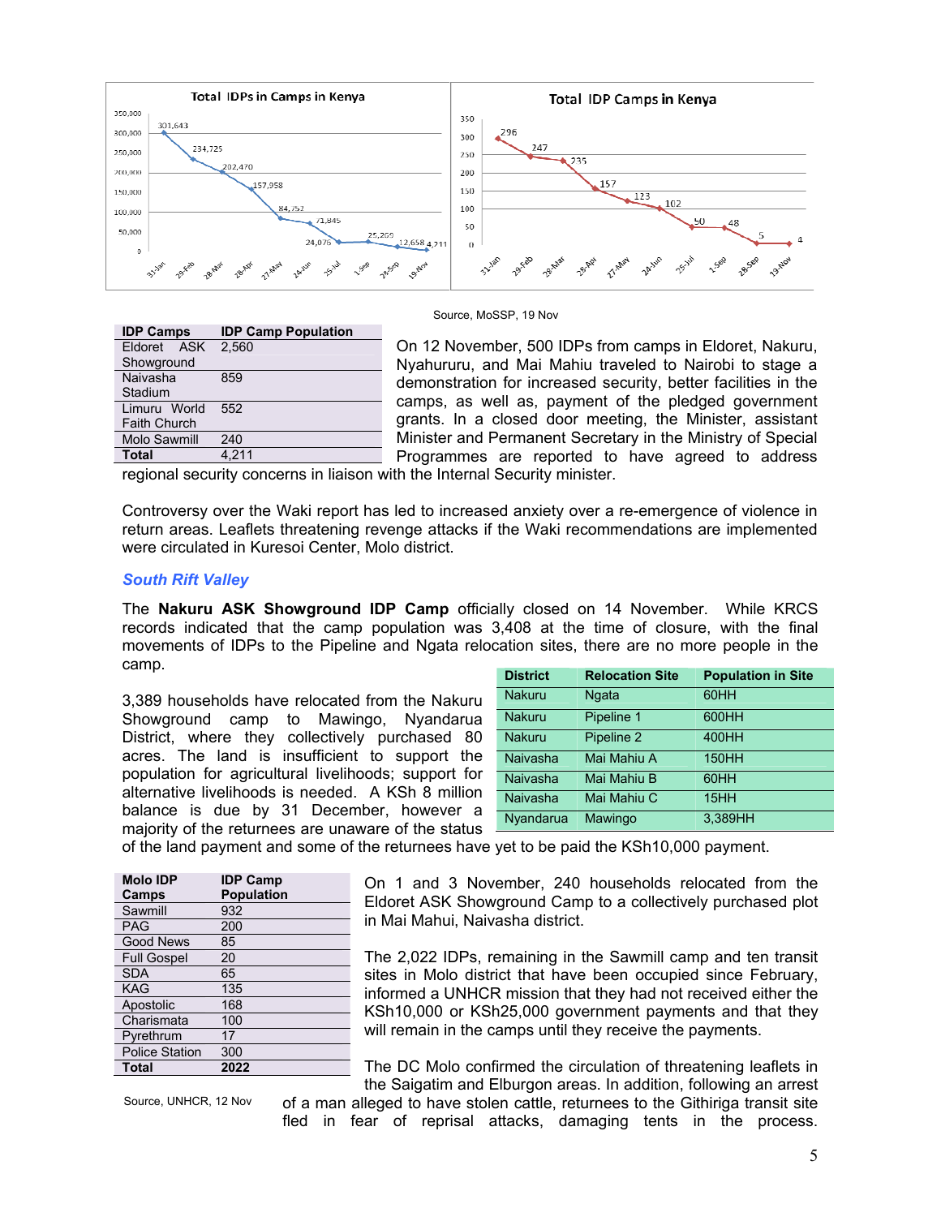**Total IDPs in Camps in Kenya**

| Date | IDPs |
|---|---|
| 31-Jan | 301,643 |
| 29-Feb | 234,725 |
| 28-Mar | 202,470 |
| 28-Apr | 157,958 |
| 27-May | 84,752 |
| 24-Jun | 71,845 |
| 25-Jul | 24,076 |
| 1-Sep | 25,269 |
| 28-Sep | 12,658 |
| 19-Nov | 4,211 |

**Total IDP Camps in Kenya**

| Date | Camps |
|---|---|
| 31-Jan | 296 |
| 29-Feb | 247 |
| 28-Mar | 235 |
| 28-Apr | 157 |
| 27-May | 123 |
| 24-Jun | 102 |
| 25-Jul | 50 |
| 1-Sep | 48 |
| 28-Sep | 5 |
| 19-Nov | 4 |

Source, MoSSP, 19 Nov

| IDP Camps | IDP Camp Population |
|---|---|
| Eldoret ASK Showground | 2,560 |
| Naivasha Stadium | 859 |
| Limuru World Faith Church | 552 |
| Molo Sawmill | 240 |
| **Total** | 4,211 |

On 12 November, 500 IDPs from camps in Eldoret, Nakuru, Nyahururu, and Mai Mahiu traveled to Nairobi to stage a demonstration for increased security, better facilities in the camps, as well as, payment of the pledged government grants. In a closed door meeting, the Minister, assistant Minister and Permanent Secretary in the Ministry of Special Programmes are reported to have agreed to address regional security concerns in liaison with the Internal Security minister.

Controversy over the Waki report has led to increased anxiety over a re-emergence of violence in return areas. Leaflets threatening revenge attacks if the Waki recommendations are implemented were circulated in Kuresoi Center, Molo district.

### *South Rift Valley*

The **Nakuru ASK Showground IDP Camp** officially closed on 14 November. While KRCS records indicated that the camp population was 3,408 at the time of closure, with the final movements of IDPs to the Pipeline and Ngata relocation sites, there are no more people in the camp.

3,389 households have relocated from the Nakuru Showground camp to Mawingo, Nyandarua District, where they collectively purchased 80 acres. The land is insufficient to support the population for agricultural livelihoods; support for alternative livelihoods is needed. A KSh 8 million balance is due by 31 December, however a majority of the returnees are unaware of the status of the land payment and some of the returnees have yet to be paid the KSh10,000 payment.

| District | Relocation Site | Population in Site |
|---|---|---|
| Nakuru | Ngata | 60HH |
| Nakuru | Pipeline 1 | 600HH |
| Nakuru | Pipeline 2 | 400HH |
| Naivasha | Mai Mahiu A | 150HH |
| Naivasha | Mai Mahiu B | 60HH |
| Naivasha | Mai Mahiu C | 15HH |
| Nyandarua | Mawingo | 3,389HH |

| Molo IDP Camps | IDP Camp Population |
|---|---|
| Sawmill | 932 |
| PAG | 200 |
| Good News | 85 |
| Full Gospel | 20 |
| SDA | 65 |
| KAG | 135 |
| Apostolic | 168 |
| Charismata | 100 |
| Pyrethrum | 17 |
| Police Station | 300 |
| **Total** | **2022** |

Source, UNHCR, 12 Nov

On 1 and 3 November, 240 households relocated from the Eldoret ASK Showground Camp to a collectively purchased plot in Mai Mahui, Naivasha district.

The 2,022 IDPs, remaining in the Sawmill camp and ten transit sites in Molo district that have been occupied since February, informed a UNHCR mission that they had not received either the KSh10,000 or KSh25,000 government payments and that they will remain in the camps until they receive the payments.

The DC Molo confirmed the circulation of threatening leaflets in the Saigatim and Elburgon areas. In addition, following an arrest of a man alleged to have stolen cattle, returnees to the Githiriga transit site fled in fear of reprisal attacks, damaging tents in the process.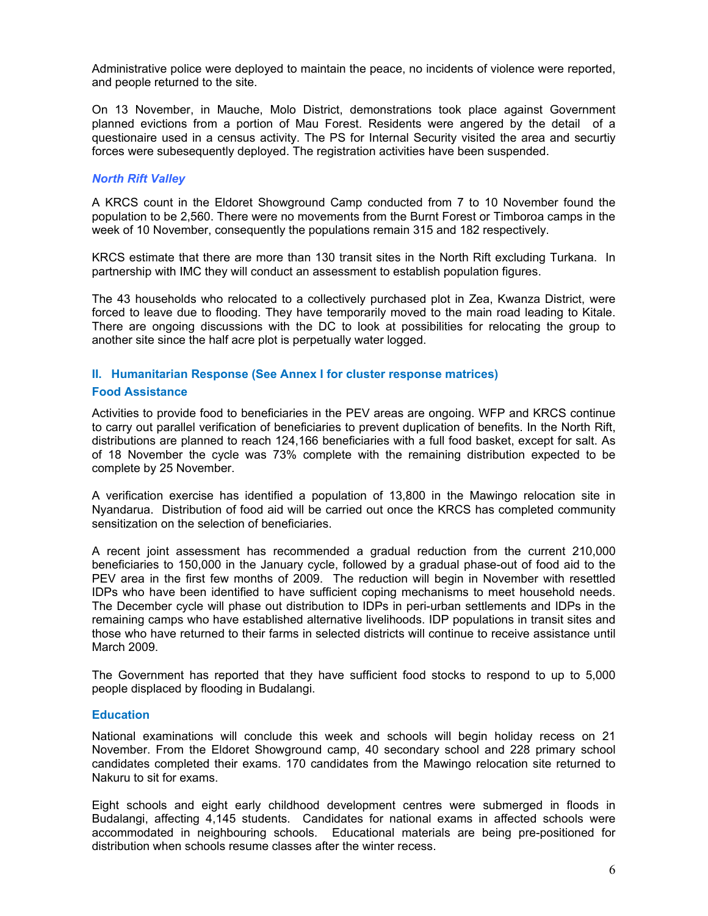Administrative police were deployed to maintain the peace, no incidents of violence were reported, and people returned to the site.

On 13 November, in Mauche, Molo District, demonstrations took place against Government planned evictions from a portion of Mau Forest. Residents were angered by the detail of a questionaire used in a census activity. The PS for Internal Security visited the area and securtiy forces were subesequently deployed. The registration activities have been suspended.

### *North Rift Valley*

A KRCS count in the Eldoret Showground Camp conducted from 7 to 10 November found the population to be 2,560. There were no movements from the Burnt Forest or Timboroa camps in the week of 10 November, consequently the populations remain 315 and 182 respectively.

KRCS estimate that there are more than 130 transit sites in the North Rift excluding Turkana. In partnership with IMC they will conduct an assessment to establish population figures.

The 43 households who relocated to a collectively purchased plot in Zea, Kwanza District, were forced to leave due to flooding. They have temporarily moved to the main road leading to Kitale. There are ongoing discussions with the DC to look at possibilities for relocating the group to another site since the half acre plot is perpetually water logged.

## II. Humanitarian Response (See Annex I for cluster response matrices)

### Food Assistance

Activities to provide food to beneficiaries in the PEV areas are ongoing. WFP and KRCS continue to carry out parallel verification of beneficiaries to prevent duplication of benefits. In the North Rift, distributions are planned to reach 124,166 beneficiaries with a full food basket, except for salt. As of 18 November the cycle was 73% complete with the remaining distribution expected to be complete by 25 November.

A verification exercise has identified a population of 13,800 in the Mawingo relocation site in Nyandarua. Distribution of food aid will be carried out once the KRCS has completed community sensitization on the selection of beneficiaries.

A recent joint assessment has recommended a gradual reduction from the current 210,000 beneficiaries to 150,000 in the January cycle, followed by a gradual phase-out of food aid to the PEV area in the first few months of 2009. The reduction will begin in November with resettled IDPs who have been identified to have sufficient coping mechanisms to meet household needs. The December cycle will phase out distribution to IDPs in peri-urban settlements and IDPs in the remaining camps who have established alternative livelihoods. IDP populations in transit sites and those who have returned to their farms in selected districts will continue to receive assistance until March 2009.

The Government has reported that they have sufficient food stocks to respond to up to 5,000 people displaced by flooding in Budalangi.

### Education

National examinations will conclude this week and schools will begin holiday recess on 21 November. From the Eldoret Showground camp, 40 secondary school and 228 primary school candidates completed their exams. 170 candidates from the Mawingo relocation site returned to Nakuru to sit for exams.

Eight schools and eight early childhood development centres were submerged in floods in Budalangi, affecting 4,145 students. Candidates for national exams in affected schools were accommodated in neighbouring schools. Educational materials are being pre-positioned for distribution when schools resume classes after the winter recess.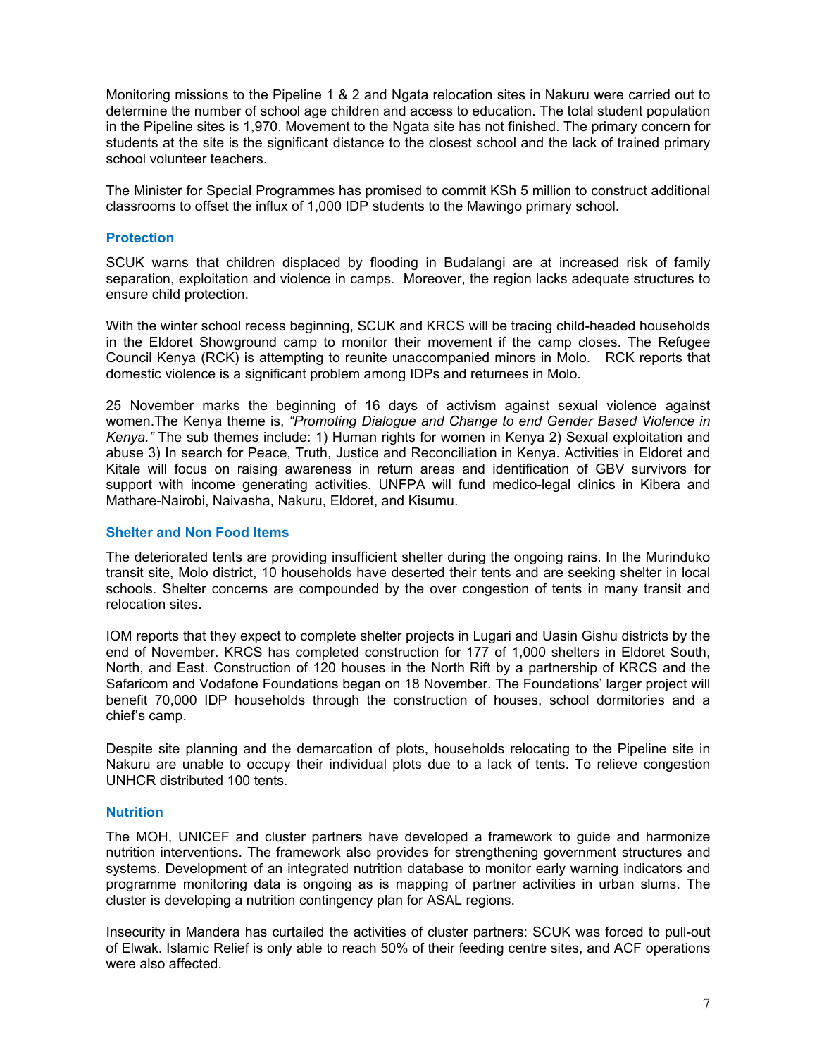Monitoring missions to the Pipeline 1 & 2 and Ngata relocation sites in Nakuru were carried out to determine the number of school age children and access to education. The total student population in the Pipeline sites is 1,970. Movement to the Ngata site has not finished. The primary concern for students at the site is the significant distance to the closest school and the lack of trained primary school volunteer teachers.

The Minister for Special Programmes has promised to commit KSh 5 million to construct additional classrooms to offset the influx of 1,000 IDP students to the Mawingo primary school.

### Protection

SCUK warns that children displaced by flooding in Budalangi are at increased risk of family separation, exploitation and violence in camps. Moreover, the region lacks adequate structures to ensure child protection.

With the winter school recess beginning, SCUK and KRCS will be tracing child-headed households in the Eldoret Showground camp to monitor their movement if the camp closes. The Refugee Council Kenya (RCK) is attempting to reunite unaccompanied minors in Molo. RCK reports that domestic violence is a significant problem among IDPs and returnees in Molo.

25 November marks the beginning of 16 days of activism against sexual violence against women.The Kenya theme is, *"Promoting Dialogue and Change to end Gender Based Violence in Kenya."* The sub themes include: 1) Human rights for women in Kenya 2) Sexual exploitation and abuse 3) In search for Peace, Truth, Justice and Reconciliation in Kenya. Activities in Eldoret and Kitale will focus on raising awareness in return areas and identification of GBV survivors for support with income generating activities. UNFPA will fund medico-legal clinics in Kibera and Mathare-Nairobi, Naivasha, Nakuru, Eldoret, and Kisumu.

### Shelter and Non Food Items

The deteriorated tents are providing insufficient shelter during the ongoing rains. In the Murinduko transit site, Molo district, 10 households have deserted their tents and are seeking shelter in local schools. Shelter concerns are compounded by the over congestion of tents in many transit and relocation sites.

IOM reports that they expect to complete shelter projects in Lugari and Uasin Gishu districts by the end of November. KRCS has completed construction for 177 of 1,000 shelters in Eldoret South, North, and East. Construction of 120 houses in the North Rift by a partnership of KRCS and the Safaricom and Vodafone Foundations began on 18 November. The Foundations' larger project will benefit 70,000 IDP households through the construction of houses, school dormitories and a chief's camp.

Despite site planning and the demarcation of plots, households relocating to the Pipeline site in Nakuru are unable to occupy their individual plots due to a lack of tents. To relieve congestion UNHCR distributed 100 tents.

### Nutrition

The MOH, UNICEF and cluster partners have developed a framework to guide and harmonize nutrition interventions. The framework also provides for strengthening government structures and systems. Development of an integrated nutrition database to monitor early warning indicators and programme monitoring data is ongoing as is mapping of partner activities in urban slums. The cluster is developing a nutrition contingency plan for ASAL regions.

Insecurity in Mandera has curtailed the activities of cluster partners: SCUK was forced to pull-out of Elwak. Islamic Relief is only able to reach 50% of their feeding centre sites, and ACF operations were also affected.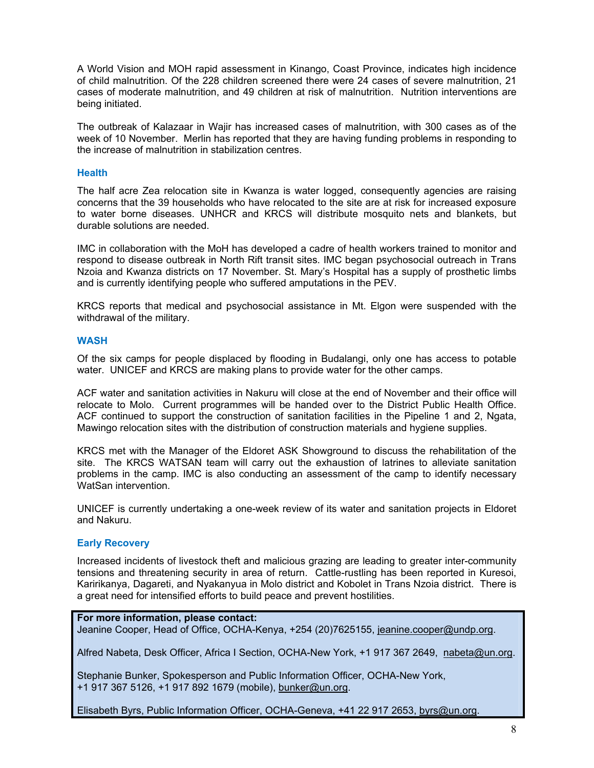A World Vision and MOH rapid assessment in Kinango, Coast Province, indicates high incidence of child malnutrition. Of the 228 children screened there were 24 cases of severe malnutrition, 21 cases of moderate malnutrition, and 49 children at risk of malnutrition. Nutrition interventions are being initiated.

The outbreak of Kalazaar in Wajir has increased cases of malnutrition, with 300 cases as of the week of 10 November. Merlin has reported that they are having funding problems in responding to the increase of malnutrition in stabilization centres.

### Health

The half acre Zea relocation site in Kwanza is water logged, consequently agencies are raising concerns that the 39 households who have relocated to the site are at risk for increased exposure to water borne diseases. UNHCR and KRCS will distribute mosquito nets and blankets, but durable solutions are needed.

IMC in collaboration with the MoH has developed a cadre of health workers trained to monitor and respond to disease outbreak in North Rift transit sites. IMC began psychosocial outreach in Trans Nzoia and Kwanza districts on 17 November. St. Mary's Hospital has a supply of prosthetic limbs and is currently identifying people who suffered amputations in the PEV.

KRCS reports that medical and psychosocial assistance in Mt. Elgon were suspended with the withdrawal of the military.

### WASH

Of the six camps for people displaced by flooding in Budalangi, only one has access to potable water. UNICEF and KRCS are making plans to provide water for the other camps.

ACF water and sanitation activities in Nakuru will close at the end of November and their office will relocate to Molo. Current programmes will be handed over to the District Public Health Office. ACF continued to support the construction of sanitation facilities in the Pipeline 1 and 2, Ngata, Mawingo relocation sites with the distribution of construction materials and hygiene supplies.

KRCS met with the Manager of the Eldoret ASK Showground to discuss the rehabilitation of the site. The KRCS WATSAN team will carry out the exhaustion of latrines to alleviate sanitation problems in the camp. IMC is also conducting an assessment of the camp to identify necessary WatSan intervention.

UNICEF is currently undertaking a one-week review of its water and sanitation projects in Eldoret and Nakuru.

### Early Recovery

Increased incidents of livestock theft and malicious grazing are leading to greater inter-community tensions and threatening security in area of return. Cattle-rustling has been reported in Kuresoi, Karirikanya, Dagareti, and Nyakanyua in Molo district and Kobolet in Trans Nzoia district. There is a great need for intensified efforts to build peace and prevent hostilities.

**For more information, please contact:**
Jeanine Cooper, Head of Office, OCHA-Kenya, +254 (20)7625155, jeanine.cooper@undp.org.

Alfred Nabeta, Desk Officer, Africa I Section, OCHA-New York, +1 917 367 2649, nabeta@un.org.

Stephanie Bunker, Spokesperson and Public Information Officer, OCHA-New York,
+1 917 367 5126, +1 917 892 1679 (mobile), bunker@un.org.

Elisabeth Byrs, Public Information Officer, OCHA-Geneva, +41 22 917 2653, byrs@un.org.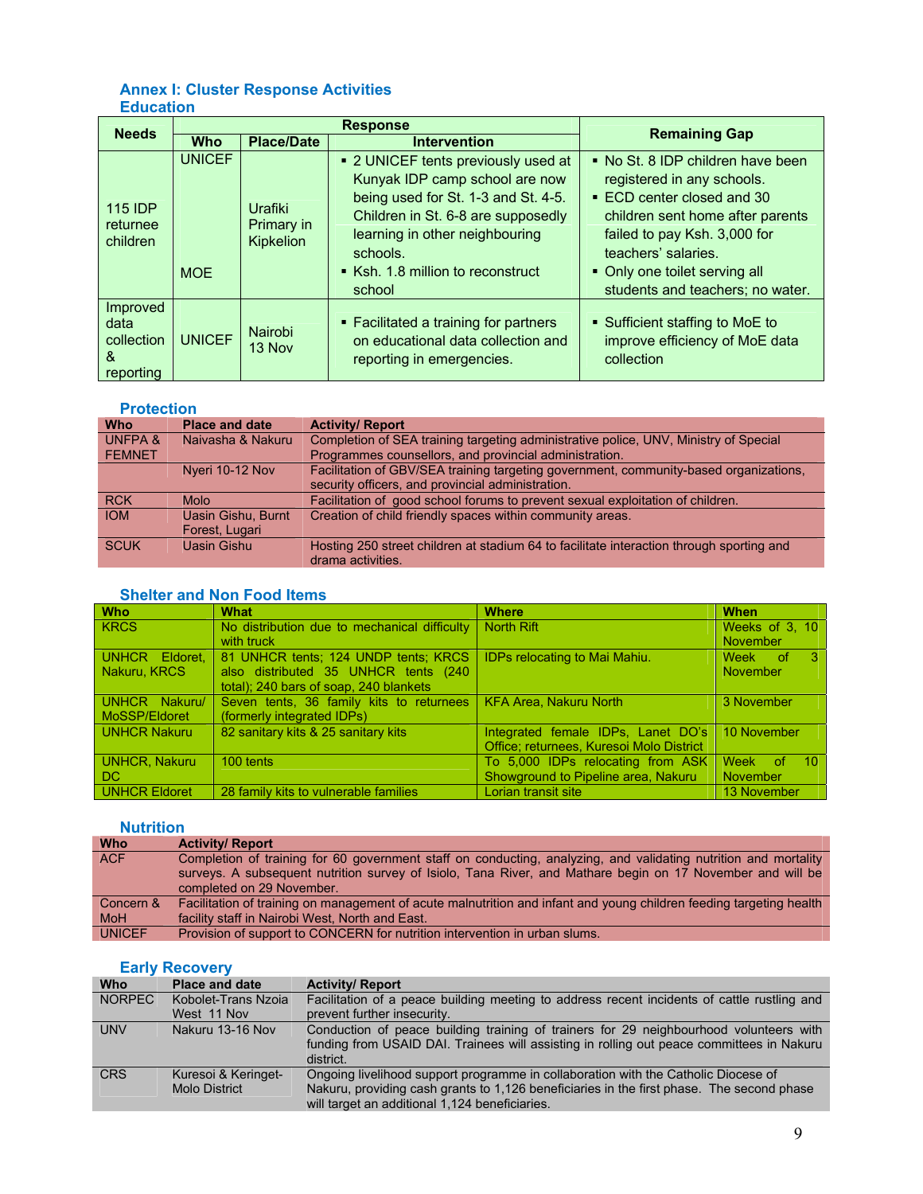## Annex I: Cluster Response Activities

### Education

| Needs | Response | | | Remaining Gap |
|---|---|---|---|---|
| | Who | Place/Date | Intervention | |
| 115 IDP returnee children | UNICEF<br><br>MOE | Urafiki Primary in Kipkelion | ▪ 2 UNICEF tents previously used at Kunyak IDP camp school are now being used for St. 1-3 and St. 4-5. Children in St. 6-8 are supposedly learning in other neighbouring schools.<br>▪ Ksh. 1.8 million to reconstruct school | ▪ No St. 8 IDP children have been registered in any schools.<br>▪ ECD center closed and 30 children sent home after parents failed to pay Ksh. 3,000 for teachers' salaries.<br>▪ Only one toilet serving all students and teachers; no water. |
| Improved data collection & reporting | UNICEF | Nairobi 13 Nov | ▪ Facilitated a training for partners on educational data collection and reporting in emergencies. | ▪ Sufficient staffing to MoE to improve efficiency of MoE data collection |

### Protection

| Who | Place and date | Activity/ Report |
|---|---|---|
| UNFPA & FEMNET | Naivasha & Nakuru | Completion of SEA training targeting administrative police, UNV, Ministry of Special Programmes counsellors, and provincial administration. |
| | Nyeri 10-12 Nov | Facilitation of GBV/SEA training targeting government, community-based organizations, security officers, and provincial administration. |
| RCK | Molo | Facilitation of good school forums to prevent sexual exploitation of children. |
| IOM | Uasin Gishu, Burnt Forest, Lugari | Creation of child friendly spaces within community areas. |
| SCUK | Uasin Gishu | Hosting 250 street children at stadium 64 to facilitate interaction through sporting and drama activities. |

### Shelter and Non Food Items

| Who | What | Where | When |
|---|---|---|---|
| KRCS | No distribution due to mechanical difficulty with truck | North Rift | Weeks of 3, 10 November |
| UNHCR Eldoret, Nakuru, KRCS | 81 UNHCR tents; 124 UNDP tents; KRCS also distributed 35 UNHCR tents (240 total); 240 bars of soap, 240 blankets | IDPs relocating to Mai Mahiu. | Week of 3 November |
| UNHCR Nakuru/ MoSSP/Eldoret | Seven tents, 36 family kits to returnees (formerly integrated IDPs) | KFA Area, Nakuru North | 3 November |
| UNHCR Nakuru | 82 sanitary kits & 25 sanitary kits | Integrated female IDPs, Lanet DO's Office; returnees, Kuresoi Molo District | 10 November |
| UNHCR, Nakuru DC | 100 tents | To 5,000 IDPs relocating from ASK Showground to Pipeline area, Nakuru | Week of 10 November |
| UNHCR Eldoret | 28 family kits to vulnerable families | Lorian transit site | 13 November |

### Nutrition

| Who | Activity/ Report |
|---|---|
| ACF | Completion of training for 60 government staff on conducting, analyzing, and validating nutrition and mortality surveys. A subsequent nutrition survey of Isiolo, Tana River, and Mathare begin on 17 November and will be completed on 29 November. |
| Concern & MoH | Facilitation of training on management of acute malnutrition and infant and young children feeding targeting health facility staff in Nairobi West, North and East. |
| UNICEF | Provision of support to CONCERN for nutrition intervention in urban slums. |

### Early Recovery

| Who | Place and date | Activity/ Report |
|---|---|---|
| NORPEC | Kobolet-Trans Nzoia West 11 Nov | Facilitation of a peace building meeting to address recent incidents of cattle rustling and prevent further insecurity. |
| UNV | Nakuru 13-16 Nov | Conduction of peace building training of trainers for 29 neighbourhood volunteers with funding from USAID DAI. Trainees will assisting in rolling out peace committees in Nakuru district. |
| CRS | Kuresoi & Keringet-Molo District | Ongoing livelihood support programme in collaboration with the Catholic Diocese of Nakuru, providing cash grants to 1,126 beneficiaries in the first phase. The second phase will target an additional 1,124 beneficiaries. |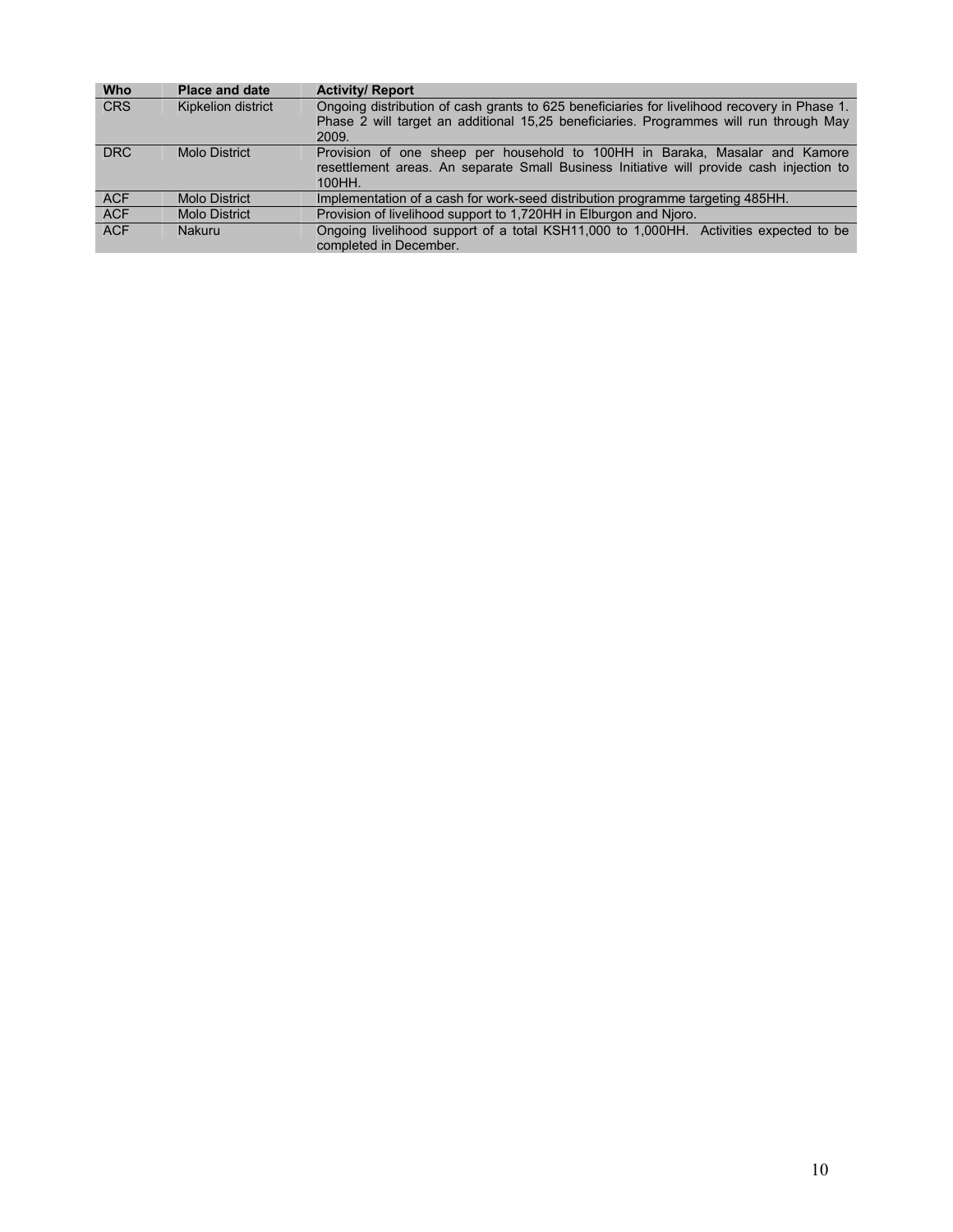| Who | Place and date | Activity/ Report |
| --- | --- | --- |
| CRS | Kipkelion district | Ongoing distribution of cash grants to 625 beneficiaries for livelihood recovery in Phase 1. Phase 2 will target an additional 15,25 beneficiaries. Programmes will run through May 2009. |
| DRC | Molo District | Provision of one sheep per household to 100HH in Baraka, Masalar and Kamore resettlement areas. An separate Small Business Initiative will provide cash injection to 100HH. |
| ACF | Molo District | Implementation of a cash for work-seed distribution programme targeting 485HH. |
| ACF | Molo District | Provision of livelihood support to 1,720HH in Elburgon and Njoro. |
| ACF | Nakuru | Ongoing livelihood support of a total KSH11,000 to 1,000HH. Activities expected to be completed in December. |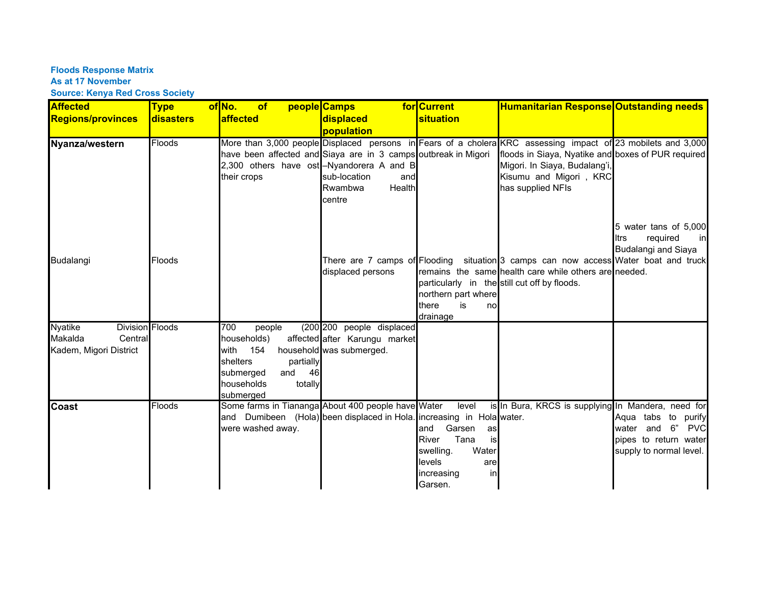**Floods Response Matrix**
**As at 17 November**
**Source: Kenya Red Cross Society**

| Affected Regions/provinces | Type of disasters | No. of people affected | Camps for displaced population | Current situation | Humanitarian Response | Outstanding needs |
|---|---|---|---|---|---|---|
| **Nyanza/western** | Floods | More than 3,000 people have been affected and 2,300 others have ost their crops | Displaced persons in Siaya are in 3 camps –Nyandorera A and B sub-location and Rwambwa Health centre | Fears of a cholera outbreak in Migori | KRC assessing impact of floods in Siaya, Nyatike and Migori. In Siaya, Budalang'i, Kisumu and Migori , KRC has supplied NFIs | 23 mobilets and 3,000 boxes of PUR required |
| Budalangi | Floods | | There are 7 camps of displaced persons | Flooding situation remains the same particularly in the northern part where there is no drainage | 3 camps can now access health care while others are still cut off by floods. | 5 water tans of 5,000 ltrs required in Budalangi and Siaya Water boat and truck needed. |
| Nyatike Division Makalda Central Kadem, Migori District | Floods | 700 people (200 households) affected with 154 household shelters partially submerged and 46 households totally submerged | 200 people displaced after Karungu market was submerged. | | | |
| **Coast** | Floods | Some farms in Tiananga and Dumibeen (Hola) were washed away. | About 400 people have been displaced in Hola. | Water level is increasing in Hola and Garsen as River Tana is swelling. Water levels are increasing in Garsen. | In Bura, KRCS is supplying water. | In Mandera, need for Aqua tabs to purify water and 6" PVC pipes to return water supply to normal level. |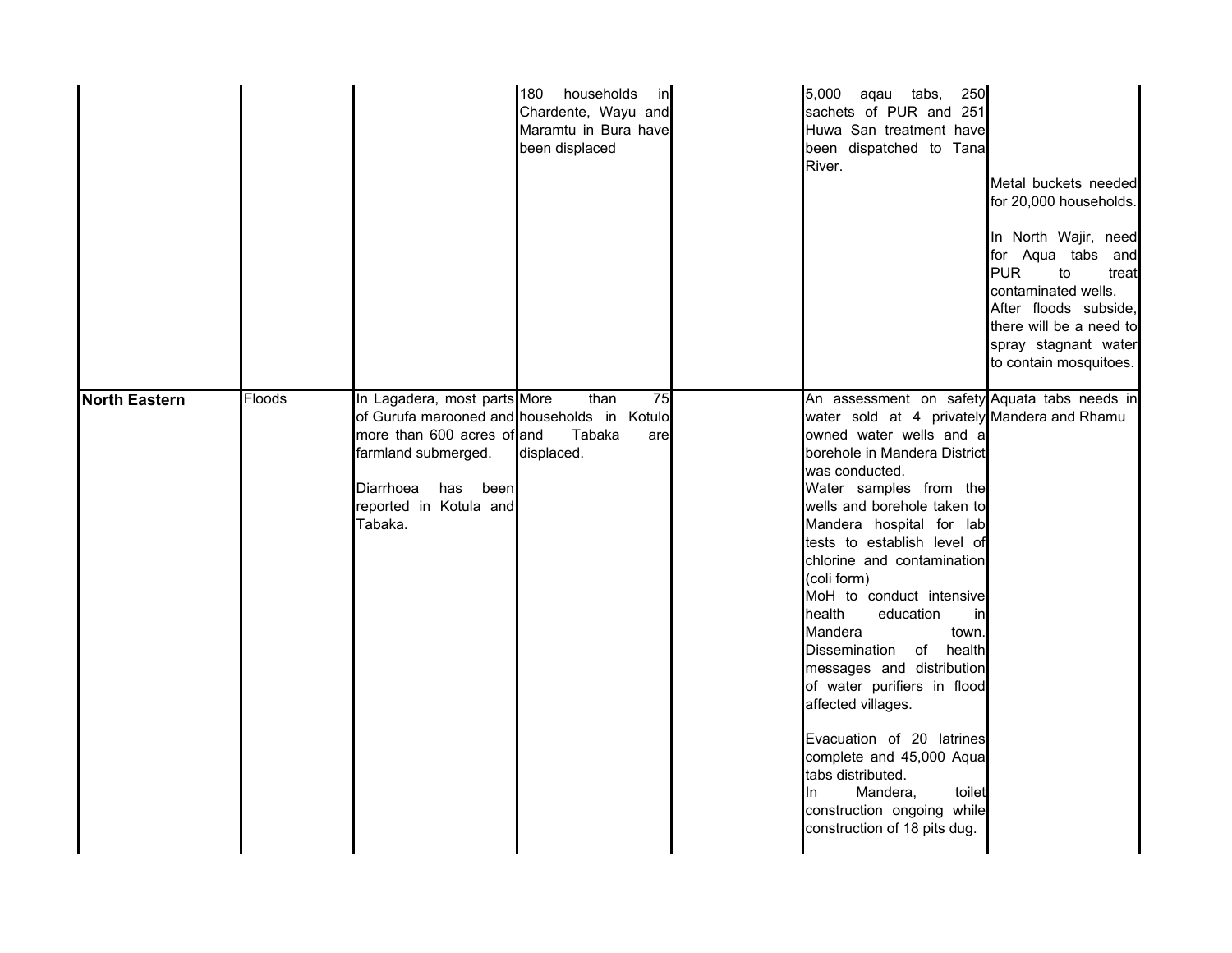| | | | | | | |
|---|---|---|---|---|---|---|
| | | | 180 households in Chardente, Wayu and Maramtu in Bura have been displaced | | 5,000 aqau tabs, 250 sachets of PUR and 251 Huwa San treatment have been dispatched to Tana River. | Metal buckets needed for 20,000 households.<br><br>In North Wajir, need for Aqua tabs and PUR to treat contaminated wells.<br>After floods subside, there will be a need to spray stagnant water to contain mosquitoes. |
| **North Eastern** | Floods | In Lagadera, most parts of Gurufa marooned and more than 600 acres of farmland submerged.<br><br>Diarrhoea has been reported in Kotula and Tabaka. | More than 75 households in Kotulo and Tabaka are displaced. | | An assessment on safety water sold at 4 privately owned water wells and a borehole in Mandera District was conducted.<br>Water samples from the wells and borehole taken to Mandera hospital for lab tests to establish level of chlorine and contamination (coli form)<br>MoH to conduct intensive health education in Mandera town.<br>Dissemination of health messages and distribution of water purifiers in flood affected villages.<br><br>Evacuation of 20 latrines complete and 45,000 Aqua tabs distributed.<br>In Mandera, toilet construction ongoing while construction of 18 pits dug. | Aquata tabs needs in Mandera and Rhamu |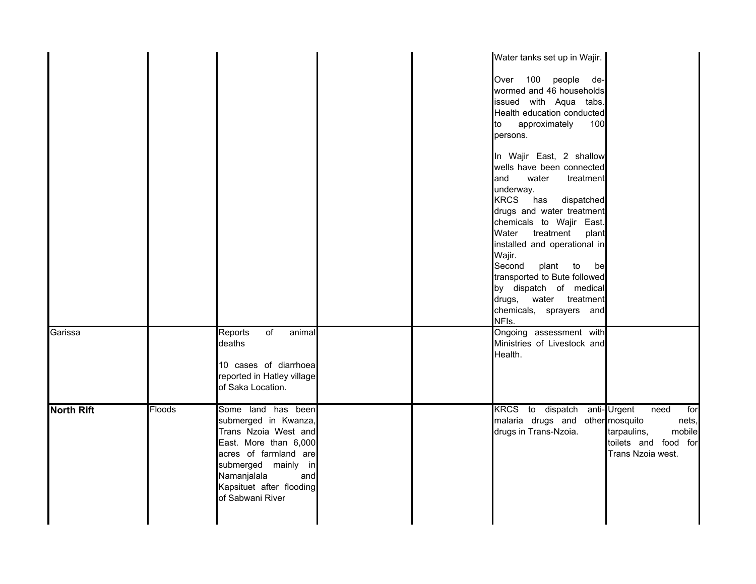| | | | | | | |
|---|---|---|---|---|---|---|
| | | | | | Water tanks set up in Wajir.<br><br>Over 100 people de-wormed and 46 households issued with Aqua tabs. Health education conducted to approximately 100 persons.<br><br>In Wajir East, 2 shallow wells have been connected and water treatment underway.<br>KRCS has dispatched drugs and water treatment chemicals to Wajir East.<br>Water treatment plant installed and operational in Wajir.<br>Second plant to be transported to Bute followed by dispatch of medical drugs, water treatment chemicals, sprayers and NFIs. | |
| Garissa | | Reports of animal deaths<br><br>10 cases of diarrhoea reported in Hatley village of Saka Location. | | | Ongoing assessment with Ministries of Livestock and Health. | |
| **North Rift** | Floods | Some land has been submerged in Kwanza, Trans Nzoia West and East. More than 6,000 acres of farmland are submerged mainly in Namanjalala and Kapsituet after flooding of Sabwani River | | | KRCS to dispatch anti-malaria drugs and other drugs in Trans-Nzoia. | Urgent need for mosquito nets, tarpaulins, mobile toilets and food for Trans Nzoia west. |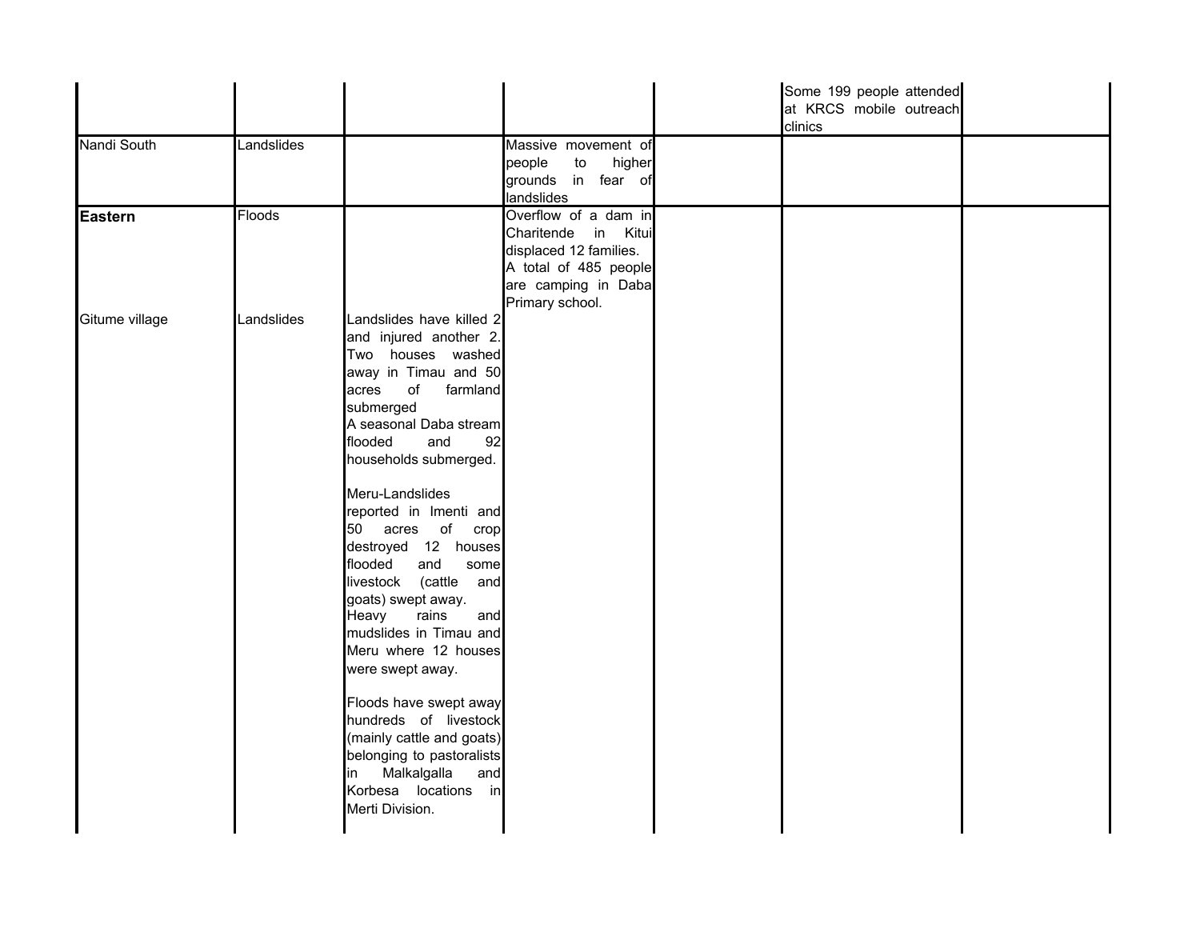| | | | | | | |
|---|---|---|---|---|---|---|
| | | | | | Some 199 people attended at KRCS mobile outreach clinics | |
| Nandi South | Landslides | | Massive movement of people to higher grounds in fear of landslides | | | |
| **Eastern** | Floods | | Overflow of a dam in Charitende in Kitui displaced 12 families.<br>A total of 485 people are camping in Daba Primary school. | | | |
| Gitume village | Landslides | Landslides have killed 2 and injured another 2. Two houses washed away in Timau and 50 acres of farmland submerged<br>A seasonal Daba stream flooded and 92 households submerged.<br><br>Meru-Landslides reported in Imenti and 50 acres of crop destroyed 12 houses flooded and some livestock (cattle and goats) swept away.<br>Heavy rains and mudslides in Timau and Meru where 12 houses were swept away.<br><br>Floods have swept away hundreds of livestock (mainly cattle and goats) belonging to pastoralists in Malkalgalla and Korbesa locations in Merti Division. | | | | |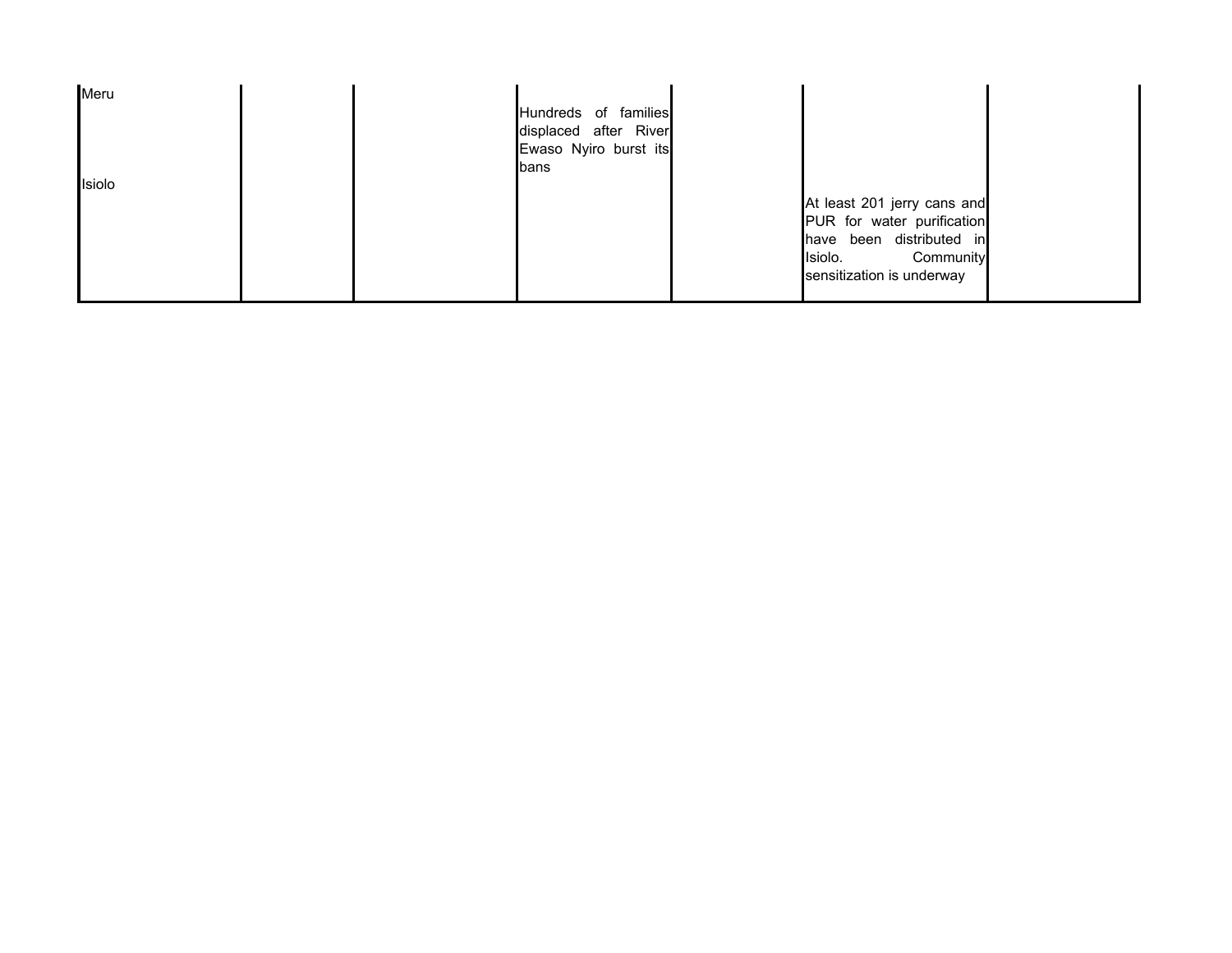| | | | | | | |
|---|---|---|---|---|---|---|
| Meru | | | Hundreds of families displaced after River Ewaso Nyiro burst its bans | | | |
| Isiolo | | | | | At least 201 jerry cans and PUR for water purification have been distributed in Isiolo. Community sensitization is underway | |